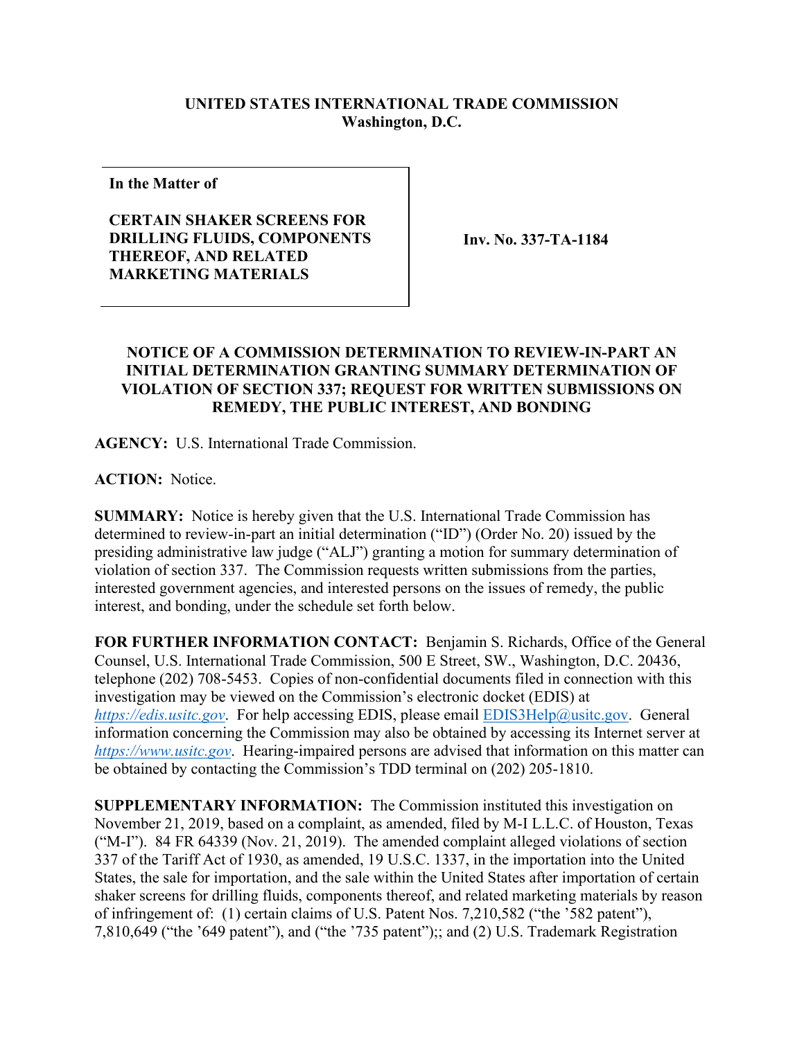**UNITED STATES INTERNATIONAL TRADE COMMISSION**
**Washington, D.C.**

| In the Matter of<br><br>**CERTAIN SHAKER SCREENS FOR DRILLING FLUIDS, COMPONENTS THEREOF, AND RELATED MARKETING MATERIALS** | **Inv. No. 337-TA-1184** |
|---|---|

**NOTICE OF A COMMISSION DETERMINATION TO REVIEW-IN-PART AN INITIAL DETERMINATION GRANTING SUMMARY DETERMINATION OF VIOLATION OF SECTION 337; REQUEST FOR WRITTEN SUBMISSIONS ON REMEDY, THE PUBLIC INTEREST, AND BONDING**

**AGENCY:** U.S. International Trade Commission.

**ACTION:** Notice.

**SUMMARY:** Notice is hereby given that the U.S. International Trade Commission has determined to review-in-part an initial determination ("ID") (Order No. 20) issued by the presiding administrative law judge ("ALJ") granting a motion for summary determination of violation of section 337. The Commission requests written submissions from the parties, interested government agencies, and interested persons on the issues of remedy, the public interest, and bonding, under the schedule set forth below.

**FOR FURTHER INFORMATION CONTACT:** Benjamin S. Richards, Office of the General Counsel, U.S. International Trade Commission, 500 E Street, SW., Washington, D.C. 20436, telephone (202) 708-5453. Copies of non-confidential documents filed in connection with this investigation may be viewed on the Commission's electronic docket (EDIS) at *https://edis.usitc.gov*. For help accessing EDIS, please email EDIS3Help@usitc.gov. General information concerning the Commission may also be obtained by accessing its Internet server at *https://www.usitc.gov*. Hearing-impaired persons are advised that information on this matter can be obtained by contacting the Commission's TDD terminal on (202) 205-1810.

**SUPPLEMENTARY INFORMATION:** The Commission instituted this investigation on November 21, 2019, based on a complaint, as amended, filed by M-I L.L.C. of Houston, Texas ("M-I"). 84 FR 64339 (Nov. 21, 2019). The amended complaint alleged violations of section 337 of the Tariff Act of 1930, as amended, 19 U.S.C. 1337, in the importation into the United States, the sale for importation, and the sale within the United States after importation of certain shaker screens for drilling fluids, components thereof, and related marketing materials by reason of infringement of: (1) certain claims of U.S. Patent Nos. 7,210,582 ("the '582 patent"), 7,810,649 ("the '649 patent"), and ("the '735 patent");; and (2) U.S. Trademark Registration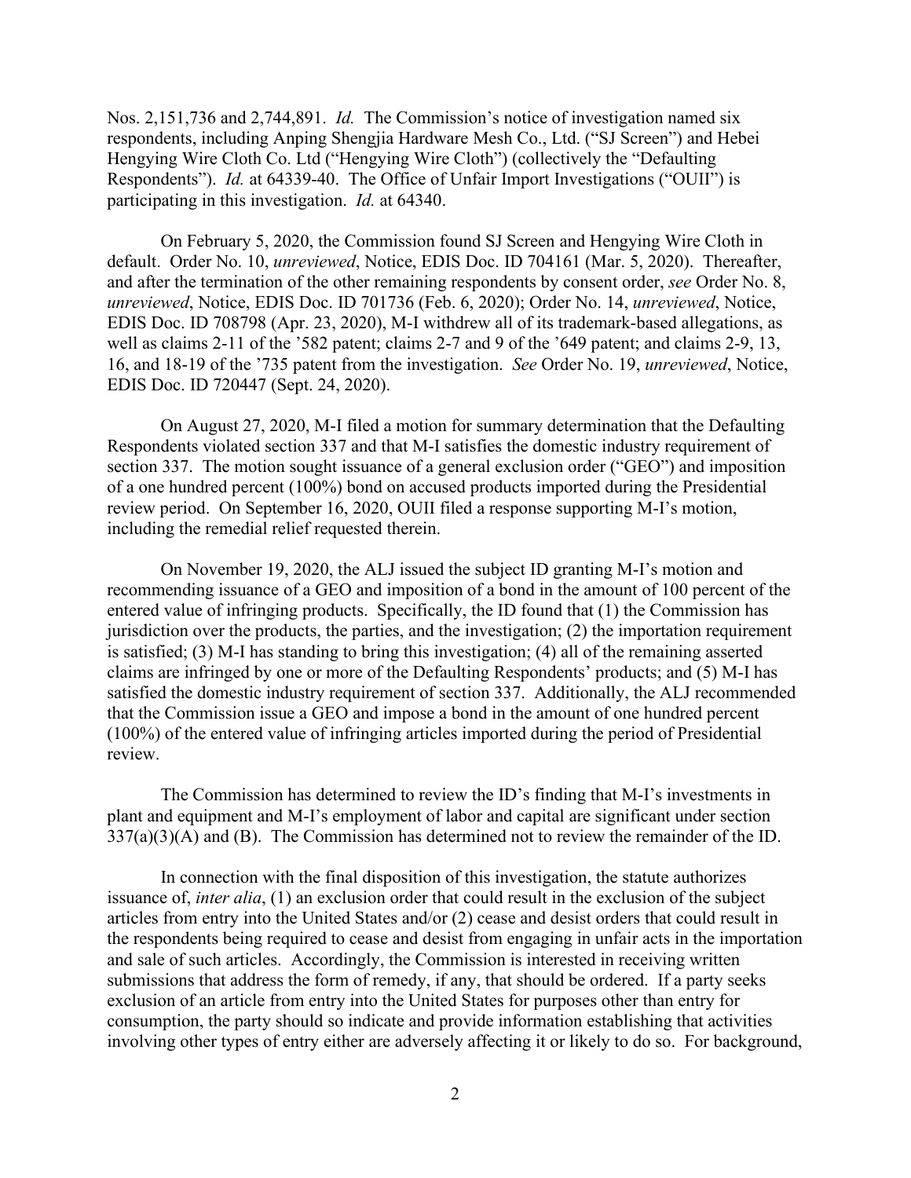Nos. 2,151,736 and 2,744,891. *Id.* The Commission's notice of investigation named six respondents, including Anping Shengjia Hardware Mesh Co., Ltd. ("SJ Screen") and Hebei Hengying Wire Cloth Co. Ltd ("Hengying Wire Cloth") (collectively the "Defaulting Respondents"). *Id.* at 64339-40. The Office of Unfair Import Investigations ("OUII") is participating in this investigation. *Id.* at 64340.

On February 5, 2020, the Commission found SJ Screen and Hengying Wire Cloth in default. Order No. 10, *unreviewed*, Notice, EDIS Doc. ID 704161 (Mar. 5, 2020). Thereafter, and after the termination of the other remaining respondents by consent order, *see* Order No. 8, *unreviewed*, Notice, EDIS Doc. ID 701736 (Feb. 6, 2020); Order No. 14, *unreviewed*, Notice, EDIS Doc. ID 708798 (Apr. 23, 2020), M-I withdrew all of its trademark-based allegations, as well as claims 2-11 of the '582 patent; claims 2-7 and 9 of the '649 patent; and claims 2-9, 13, 16, and 18-19 of the '735 patent from the investigation. *See* Order No. 19, *unreviewed*, Notice, EDIS Doc. ID 720447 (Sept. 24, 2020).

On August 27, 2020, M-I filed a motion for summary determination that the Defaulting Respondents violated section 337 and that M-I satisfies the domestic industry requirement of section 337. The motion sought issuance of a general exclusion order ("GEO") and imposition of a one hundred percent (100%) bond on accused products imported during the Presidential review period. On September 16, 2020, OUII filed a response supporting M-I's motion, including the remedial relief requested therein.

On November 19, 2020, the ALJ issued the subject ID granting M-I's motion and recommending issuance of a GEO and imposition of a bond in the amount of 100 percent of the entered value of infringing products. Specifically, the ID found that (1) the Commission has jurisdiction over the products, the parties, and the investigation; (2) the importation requirement is satisfied; (3) M-I has standing to bring this investigation; (4) all of the remaining asserted claims are infringed by one or more of the Defaulting Respondents' products; and (5) M-I has satisfied the domestic industry requirement of section 337. Additionally, the ALJ recommended that the Commission issue a GEO and impose a bond in the amount of one hundred percent (100%) of the entered value of infringing articles imported during the period of Presidential review.

The Commission has determined to review the ID's finding that M-I's investments in plant and equipment and M-I's employment of labor and capital are significant under section 337(a)(3)(A) and (B). The Commission has determined not to review the remainder of the ID.

In connection with the final disposition of this investigation, the statute authorizes issuance of, *inter alia*, (1) an exclusion order that could result in the exclusion of the subject articles from entry into the United States and/or (2) cease and desist orders that could result in the respondents being required to cease and desist from engaging in unfair acts in the importation and sale of such articles. Accordingly, the Commission is interested in receiving written submissions that address the form of remedy, if any, that should be ordered. If a party seeks exclusion of an article from entry into the United States for purposes other than entry for consumption, the party should so indicate and provide information establishing that activities involving other types of entry either are adversely affecting it or likely to do so. For background,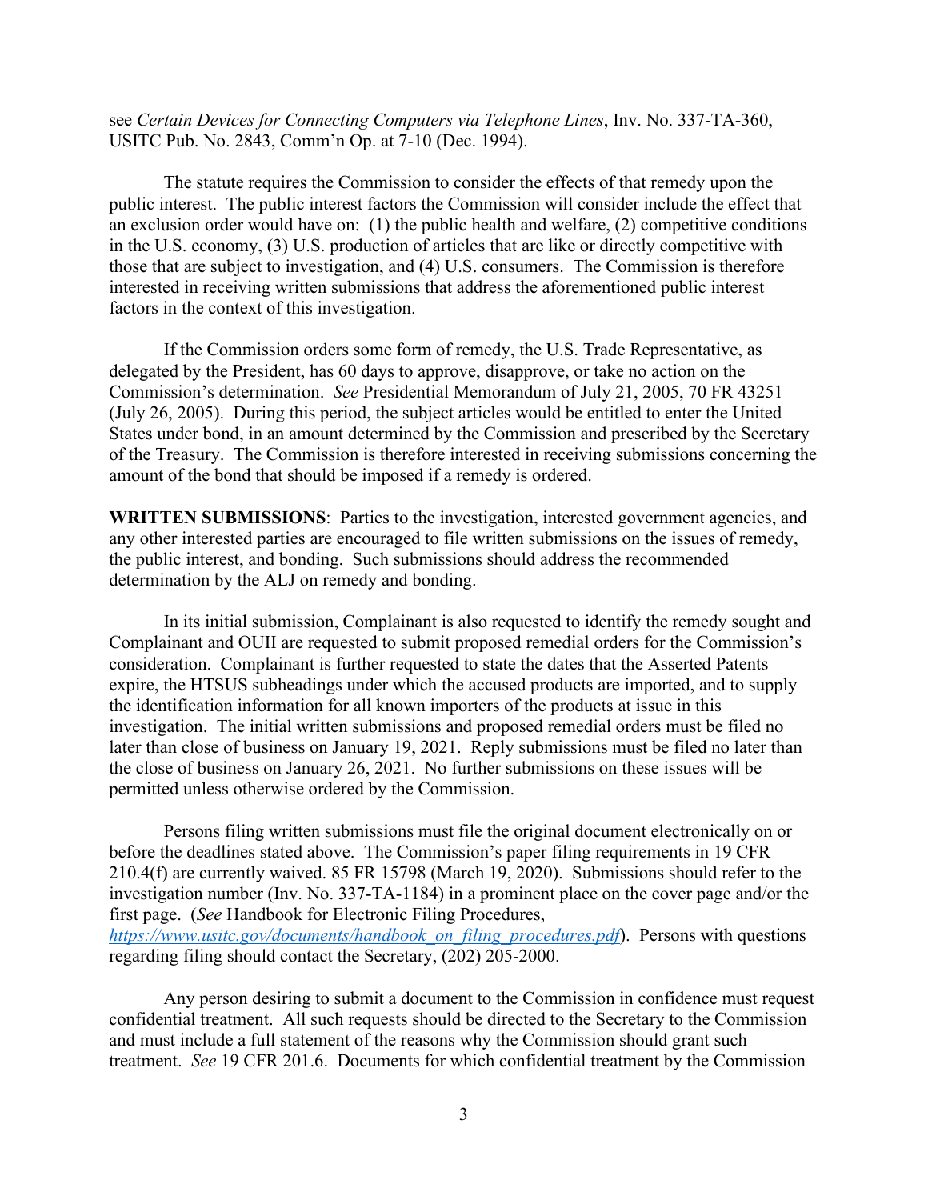see *Certain Devices for Connecting Computers via Telephone Lines*, Inv. No. 337-TA-360, USITC Pub. No. 2843, Comm'n Op. at 7-10 (Dec. 1994).

The statute requires the Commission to consider the effects of that remedy upon the public interest. The public interest factors the Commission will consider include the effect that an exclusion order would have on: (1) the public health and welfare, (2) competitive conditions in the U.S. economy, (3) U.S. production of articles that are like or directly competitive with those that are subject to investigation, and (4) U.S. consumers. The Commission is therefore interested in receiving written submissions that address the aforementioned public interest factors in the context of this investigation.

If the Commission orders some form of remedy, the U.S. Trade Representative, as delegated by the President, has 60 days to approve, disapprove, or take no action on the Commission's determination. *See* Presidential Memorandum of July 21, 2005, 70 FR 43251 (July 26, 2005). During this period, the subject articles would be entitled to enter the United States under bond, in an amount determined by the Commission and prescribed by the Secretary of the Treasury. The Commission is therefore interested in receiving submissions concerning the amount of the bond that should be imposed if a remedy is ordered.

**WRITTEN SUBMISSIONS**: Parties to the investigation, interested government agencies, and any other interested parties are encouraged to file written submissions on the issues of remedy, the public interest, and bonding. Such submissions should address the recommended determination by the ALJ on remedy and bonding.

In its initial submission, Complainant is also requested to identify the remedy sought and Complainant and OUII are requested to submit proposed remedial orders for the Commission's consideration. Complainant is further requested to state the dates that the Asserted Patents expire, the HTSUS subheadings under which the accused products are imported, and to supply the identification information for all known importers of the products at issue in this investigation. The initial written submissions and proposed remedial orders must be filed no later than close of business on January 19, 2021. Reply submissions must be filed no later than the close of business on January 26, 2021. No further submissions on these issues will be permitted unless otherwise ordered by the Commission.

Persons filing written submissions must file the original document electronically on or before the deadlines stated above. The Commission's paper filing requirements in 19 CFR 210.4(f) are currently waived. 85 FR 15798 (March 19, 2020). Submissions should refer to the investigation number (Inv. No. 337-TA-1184) in a prominent place on the cover page and/or the first page. (*See* Handbook for Electronic Filing Procedures, *https://www.usitc.gov/documents/handbook_on_filing_procedures.pdf*). Persons with questions regarding filing should contact the Secretary, (202) 205-2000.

Any person desiring to submit a document to the Commission in confidence must request confidential treatment. All such requests should be directed to the Secretary to the Commission and must include a full statement of the reasons why the Commission should grant such treatment. *See* 19 CFR 201.6. Documents for which confidential treatment by the Commission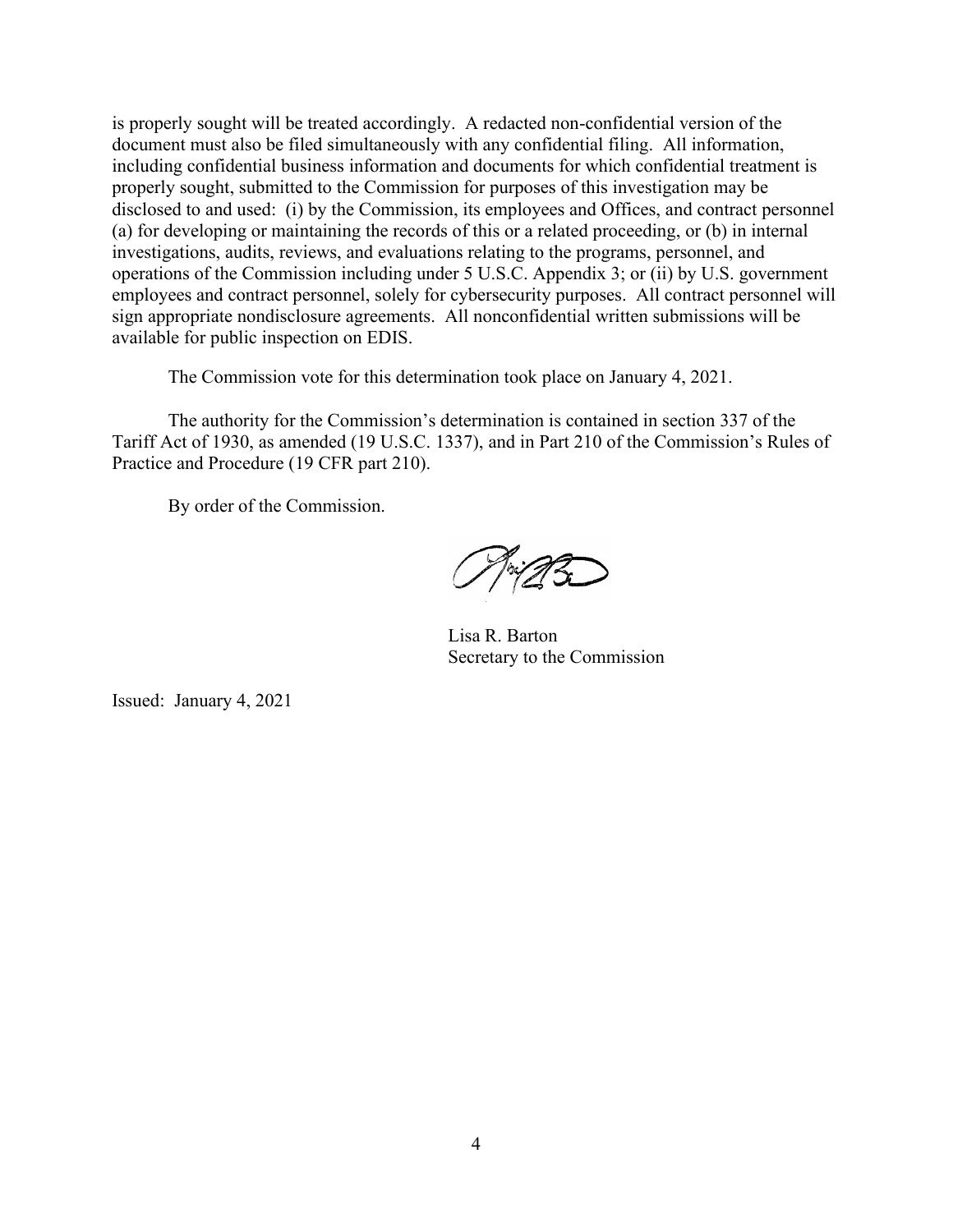is properly sought will be treated accordingly. A redacted non-confidential version of the document must also be filed simultaneously with any confidential filing. All information, including confidential business information and documents for which confidential treatment is properly sought, submitted to the Commission for purposes of this investigation may be disclosed to and used: (i) by the Commission, its employees and Offices, and contract personnel (a) for developing or maintaining the records of this or a related proceeding, or (b) in internal investigations, audits, reviews, and evaluations relating to the programs, personnel, and operations of the Commission including under 5 U.S.C. Appendix 3; or (ii) by U.S. government employees and contract personnel, solely for cybersecurity purposes. All contract personnel will sign appropriate nondisclosure agreements. All nonconfidential written submissions will be available for public inspection on EDIS.

The Commission vote for this determination took place on January 4, 2021.

The authority for the Commission's determination is contained in section 337 of the Tariff Act of 1930, as amended (19 U.S.C. 1337), and in Part 210 of the Commission's Rules of Practice and Procedure (19 CFR part 210).

By order of the Commission.

Lisa R. Barton
Secretary to the Commission

Issued: January 4, 2021